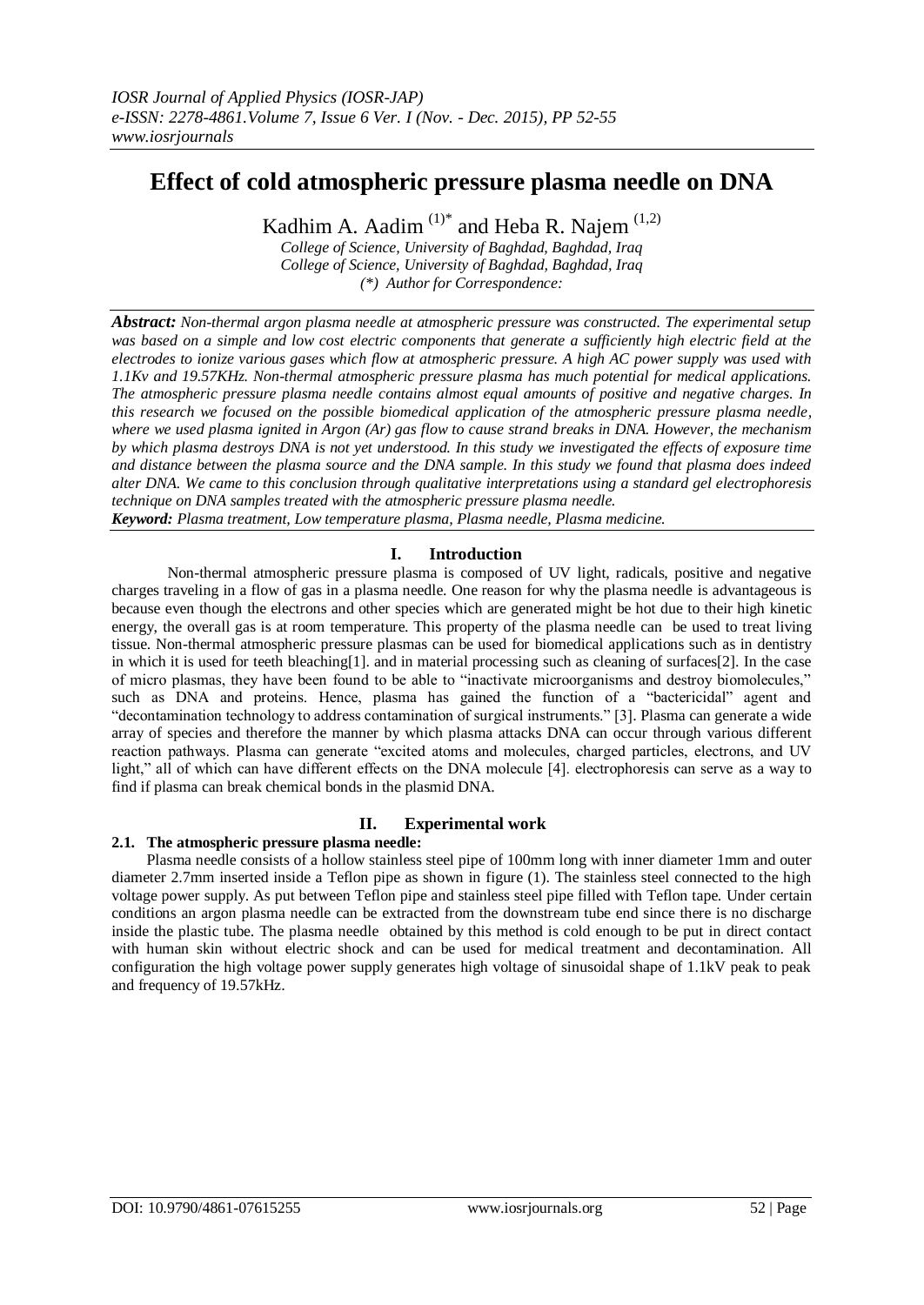# Effect of cold atmospheric pressure plasma needle on DNA

Kadhim A. Aadim [(1)*] and Heba R. Najem [(1,2)]

*College of Science, University of Baghdad, Baghdad, Iraq*
*College of Science, University of Baghdad, Baghdad, Iraq*
*(\*) Author for Correspondence:*

***Abstract:*** *Non-thermal argon plasma needle at atmospheric pressure was constructed. The experimental setup was based on a simple and low cost electric components that generate a sufficiently high electric field at the electrodes to ionize various gases which flow at atmospheric pressure. A high AC power supply was used with 1.1Kv and 19.57KHz. Non-thermal atmospheric pressure plasma has much potential for medical applications. The atmospheric pressure plasma needle contains almost equal amounts of positive and negative charges. In this research we focused on the possible biomedical application of the atmospheric pressure plasma needle, where we used plasma ignited in Argon (Ar) gas flow to cause strand breaks in DNA. However, the mechanism by which plasma destroys DNA is not yet understood. In this study we investigated the effects of exposure time and distance between the plasma source and the DNA sample. In this study we found that plasma does indeed alter DNA. We came to this conclusion through qualitative interpretations using a standard gel electrophoresis technique on DNA samples treated with the atmospheric pressure plasma needle.*

***Keyword:*** *Plasma treatment, Low temperature plasma, Plasma needle, Plasma medicine.*

## I. Introduction

Non-thermal atmospheric pressure plasma is composed of UV light, radicals, positive and negative charges traveling in a flow of gas in a plasma needle. One reason for why the plasma needle is advantageous is because even though the electrons and other species which are generated might be hot due to their high kinetic energy, the overall gas is at room temperature. This property of the plasma needle can be used to treat living tissue. Non-thermal atmospheric pressure plasmas can be used for biomedical applications such as in dentistry in which it is used for teeth bleaching[1]. and in material processing such as cleaning of surfaces[2]. In the case of micro plasmas, they have been found to be able to "inactivate microorganisms and destroy biomolecules," such as DNA and proteins. Hence, plasma has gained the function of a "bactericidal" agent and "decontamination technology to address contamination of surgical instruments." [3]. Plasma can generate a wide array of species and therefore the manner by which plasma attacks DNA can occur through various different reaction pathways. Plasma can generate "excited atoms and molecules, charged particles, electrons, and UV light," all of which can have different effects on the DNA molecule [4]. electrophoresis can serve as a way to find if plasma can break chemical bonds in the plasmid DNA.

## II. Experimental work

### 2.1. The atmospheric pressure plasma needle:

Plasma needle consists of a hollow stainless steel pipe of 100mm long with inner diameter 1mm and outer diameter 2.7mm inserted inside a Teflon pipe as shown in figure (1). The stainless steel connected to the high voltage power supply. As put between Teflon pipe and stainless steel pipe filled with Teflon tape. Under certain conditions an argon plasma needle can be extracted from the downstream tube end since there is no discharge inside the plastic tube. The plasma needle obtained by this method is cold enough to be put in direct contact with human skin without electric shock and can be used for medical treatment and decontamination. All configuration the high voltage power supply generates high voltage of sinusoidal shape of 1.1kV peak to peak and frequency of 19.57kHz.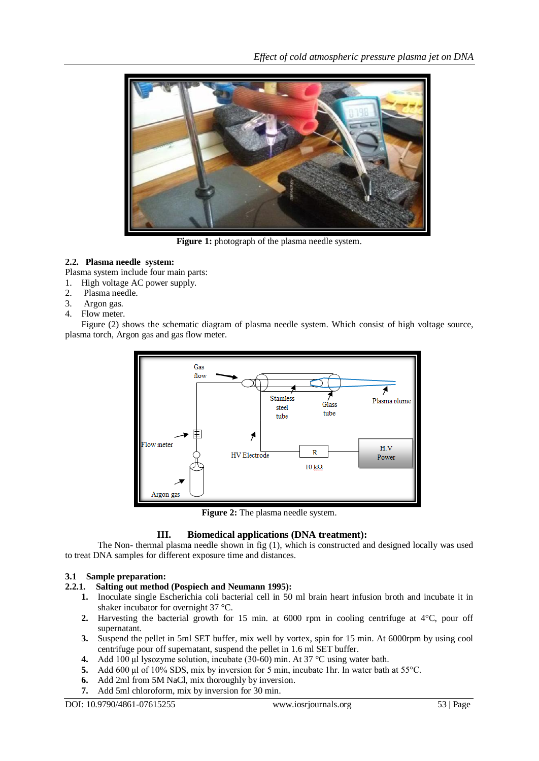Figure 1: photograph of the plasma needle system.

### 2.2. Plasma needle system:

Plasma system include four main parts:

1. High voltage AC power supply.
2. Plasma needle.
3. Argon gas.
4. Flow meter.

Figure (2) shows the schematic diagram of plasma needle system. Which consist of high voltage source, plasma torch, Argon gas and gas flow meter.

Figure 2: The plasma needle system.

## III. Biomedical applications (DNA treatment):

The Non- thermal plasma needle shown in fig (1), which is constructed and designed locally was used to treat DNA samples for different exposure time and distances.

### 3.1 Sample preparation:

#### 2.2.1. Salting out method (Pospiech and Neumann 1995):

1. Inoculate single Escherichia coli bacterial cell in 50 ml brain heart infusion broth and incubate it in shaker incubator for overnight 37 °C.
2. Harvesting the bacterial growth for 15 min. at 6000 rpm in cooling centrifuge at 4°C, pour off supernatant.
3. Suspend the pellet in 5ml SET buffer, mix well by vortex, spin for 15 min. At 6000rpm by using cool centrifuge pour off supernatant, suspend the pellet in 1.6 ml SET buffer.
4. Add 100 µl lysozyme solution, incubate (30-60) min. At 37 °C using water bath.
5. Add 600 µl of 10% SDS, mix by inversion for 5 min, incubate 1hr. In water bath at 55°C.
6. Add 2ml from 5M NaCl, mix thoroughly by inversion.
7. Add 5ml chloroform, mix by inversion for 30 min.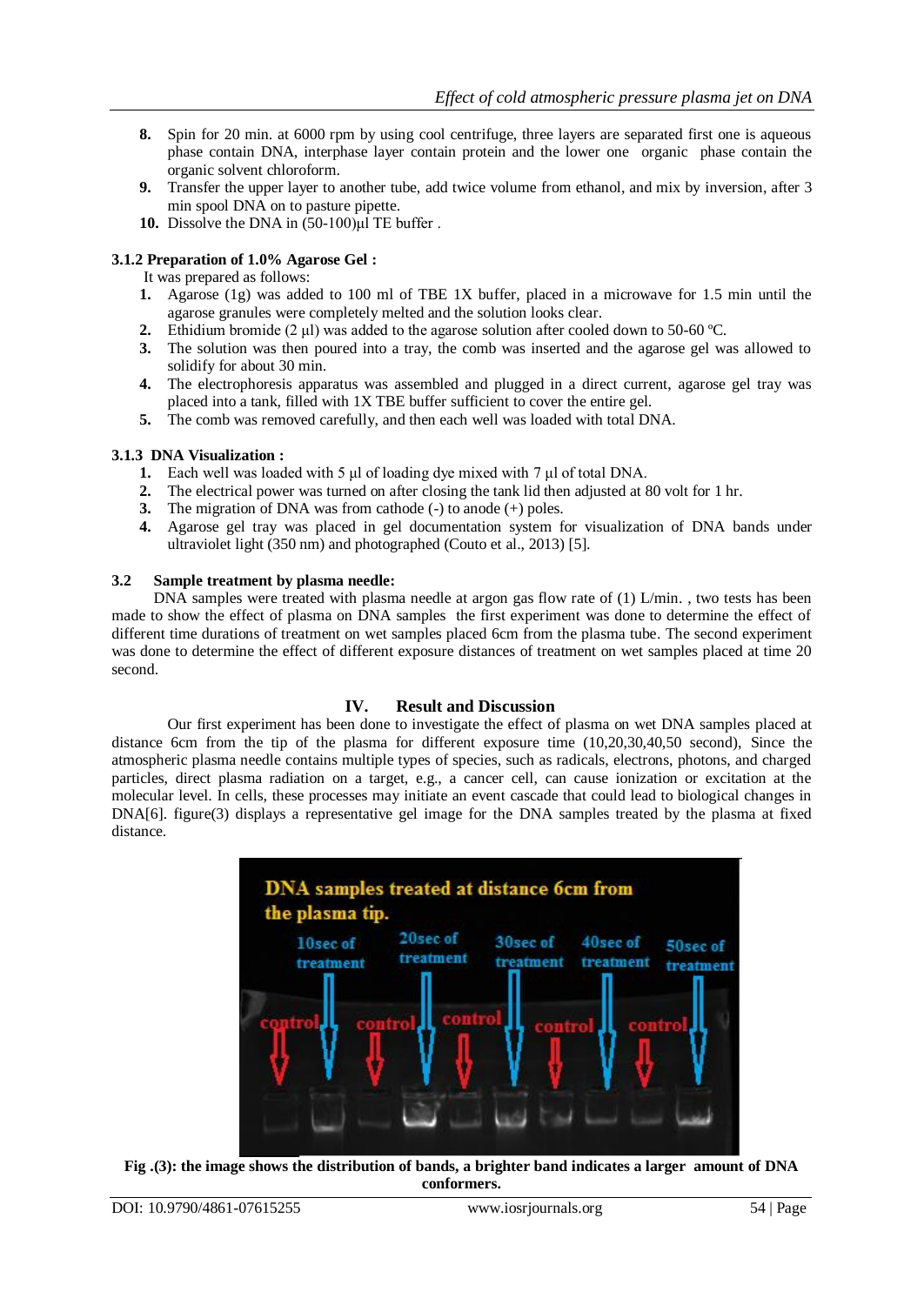8. Spin for 20 min. at 6000 rpm by using cool centrifuge, three layers are separated first one is aqueous phase contain DNA, interphase layer contain protein and the lower one organic phase contain the organic solvent chloroform.
9. Transfer the upper layer to another tube, add twice volume from ethanol, and mix by inversion, after 3 min spool DNA on to pasture pipette.
10. Dissolve the DNA in (50-100)µl TE buffer .

### 3.1.2 Preparation of 1.0% Agarose Gel :

It was prepared as follows:

1. Agarose (1g) was added to 100 ml of TBE 1X buffer, placed in a microwave for 1.5 min until the agarose granules were completely melted and the solution looks clear.
2. Ethidium bromide (2 µl) was added to the agarose solution after cooled down to 50-60 ºC.
3. The solution was then poured into a tray, the comb was inserted and the agarose gel was allowed to solidify for about 30 min.
4. The electrophoresis apparatus was assembled and plugged in a direct current, agarose gel tray was placed into a tank, filled with 1X TBE buffer sufficient to cover the entire gel.
5. The comb was removed carefully, and then each well was loaded with total DNA.

### 3.1.3 DNA Visualization :

1. Each well was loaded with 5 µl of loading dye mixed with 7 µl of total DNA.
2. The electrical power was turned on after closing the tank lid then adjusted at 80 volt for 1 hr.
3. The migration of DNA was from cathode (-) to anode (+) poles.
4. Agarose gel tray was placed in gel documentation system for visualization of DNA bands under ultraviolet light (350 nm) and photographed (Couto et al., 2013) [5].

### 3.2 Sample treatment by plasma needle:

DNA samples were treated with plasma needle at argon gas flow rate of (1) L/min. , two tests has been made to show the effect of plasma on DNA samples the first experiment was done to determine the effect of different time durations of treatment on wet samples placed 6cm from the plasma tube. The second experiment was done to determine the effect of different exposure distances of treatment on wet samples placed at time 20 second.

## IV. Result and Discussion

Our first experiment has been done to investigate the effect of plasma on wet DNA samples placed at distance 6cm from the tip of the plasma for different exposure time (10,20,30,40,50 second), Since the atmospheric plasma needle contains multiple types of species, such as radicals, electrons, photons, and charged particles, direct plasma radiation on a target, e.g., a cancer cell, can cause ionization or excitation at the molecular level. In cells, these processes may initiate an event cascade that could lead to biological changes in DNA[6]. figure(3) displays a representative gel image for the DNA samples treated by the plasma at fixed distance.

**Fig .(3): the image shows the distribution of bands, a brighter band indicates a larger amount of DNA conformers.**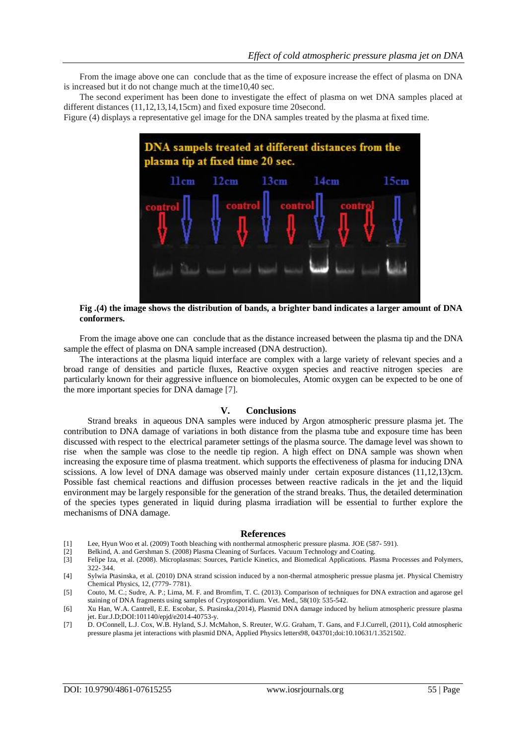From the image above one can conclude that as the time of exposure increase the effect of plasma on DNA is increased but it do not change much at the time10,40 sec.

The second experiment has been done to investigate the effect of plasma on wet DNA samples placed at different distances (11,12,13,14,15cm) and fixed exposure time 20second.

Figure (4) displays a representative gel image for the DNA samples treated by the plasma at fixed time.

DNA sampels treated at different distances from the plasma tip at fixed time 20 sec.

11cm 12cm 13cm 14cm 15cm

control control control control

**Fig .(4) the image shows the distribution of bands, a brighter band indicates a larger amount of DNA conformers.**

From the image above one can conclude that as the distance increased between the plasma tip and the DNA sample the effect of plasma on DNA sample increased (DNA destruction).

The interactions at the plasma liquid interface are complex with a large variety of relevant species and a broad range of densities and particle fluxes, Reactive oxygen species and reactive nitrogen species are particularly known for their aggressive influence on biomolecules, Atomic oxygen can be expected to be one of the more important species for DNA damage [7].

## V. Conclusions

Strand breaks in aqueous DNA samples were induced by Argon atmospheric pressure plasma jet. The contribution to DNA damage of variations in both distance from the plasma tube and exposure time has been discussed with respect to the electrical parameter settings of the plasma source. The damage level was shown to rise when the sample was close to the needle tip region. A high effect on DNA sample was shown when increasing the exposure time of plasma treatment. which supports the effectiveness of plasma for inducing DNA scissions. A low level of DNA damage was observed mainly under certain exposure distances (11,12,13)cm. Possible fast chemical reactions and diffusion processes between reactive radicals in the jet and the liquid environment may be largely responsible for the generation of the strand breaks. Thus, the detailed determination of the species types generated in liquid during plasma irradiation will be essential to further explore the mechanisms of DNA damage.

## References

[1] Lee, Hyun Woo et al. (2009) Tooth bleaching with nonthermal atmospheric pressure plasma. JOE (587- 591).

[2] Belkind, A. and Gershman S. (2008) Plasma Cleaning of Surfaces. Vacuum Technology and Coating.

[3] Felipe Iza, et al. (2008). Microplasmas: Sources, Particle Kinetics, and Biomedical Applications. Plasma Processes and Polymers, 322- 344.

[4] Sylwia Ptasinska, et al. (2010) DNA strand scission induced by a non-thermal atmospheric pressue plasma jet. Physical Chemistry Chemical Physics, 12, (7779- 7781).

[5] Couto, M. C.; Sudre, A. P.; Lima, M. F. and Bromfim, T. C. (2013). Comparison of techniques for DNA extraction and agarose gel staining of DNA fragments using samples of Cryptosporidium. Vet. Med., 58(10): 535-542.

[6] Xu Han, W.A. Cantrell, E.E. Escobar, S. Ptasinska,(2014), Plasmid DNA damage induced by helium atmospheric pressure plasma jet. Eur.J.D;DOI:101140/epjd/e2014-40753-y.

[7] D. O'Connell, L.J. Cox, W.B. Hyland, S.J. McMahon, S. Rreuter, W.G. Graham, T. Gans, and F.J.Currell, (2011), Cold atmospheric pressure plasma jet interactions with plasmid DNA, Applied Physics letters98, 043701;doi:10.10631/1.3521502.